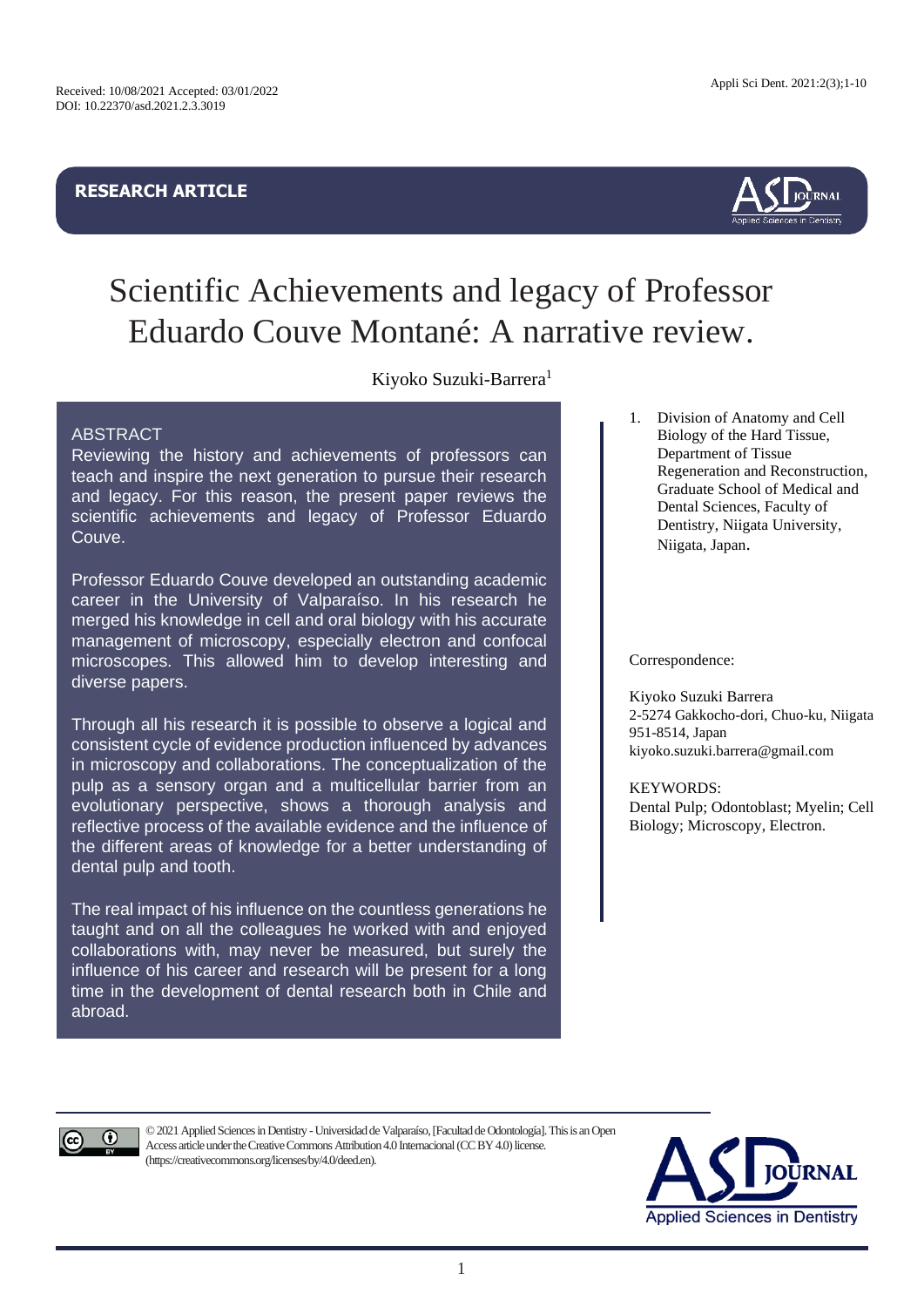Received: 10/08/2021 Accepted: 03/01/2022
DOI: 10.22370/asd.2021.2.3.3019

**RESEARCH ARTICLE**

# Scientific Achievements and legacy of Professor Eduardo Couve Montané: A narrative review.

Kiyoko Suzuki-Barrera[1]

1. Division of Anatomy and Cell Biology of the Hard Tissue, Department of Tissue Regeneration and Reconstruction, Graduate School of Medical and Dental Sciences, Faculty of Dentistry, Niigata University, Niigata, Japan.

Correspondence:

Kiyoko Suzuki Barrera
2-5274 Gakkocho-dori, Chuo-ku, Niigata 951-8514, Japan
kiyoko.suzuki.barrera@gmail.com

KEYWORDS:
Dental Pulp; Odontoblast; Myelin; Cell Biology; Microscopy, Electron.

## ABSTRACT

Reviewing the history and achievements of professors can teach and inspire the next generation to pursue their research and legacy. For this reason, the present paper reviews the scientific achievements and legacy of Professor Eduardo Couve.

Professor Eduardo Couve developed an outstanding academic career in the University of Valparaíso. In his research he merged his knowledge in cell and oral biology with his accurate management of microscopy, especially electron and confocal microscopes. This allowed him to develop interesting and diverse papers.

Through all his research it is possible to observe a logical and consistent cycle of evidence production influenced by advances in microscopy and collaborations. The conceptualization of the pulp as a sensory organ and a multicellular barrier from an evolutionary perspective, shows a thorough analysis and reflective process of the available evidence and the influence of the different areas of knowledge for a better understanding of dental pulp and tooth.

The real impact of his influence on the countless generations he taught and on all the colleagues he worked with and enjoyed collaborations with, may never be measured, but surely the influence of his career and research will be present for a long time in the development of dental research both in Chile and abroad.

© 2021 Applied Sciences in Dentistry - Universidad de Valparaíso, [Facultad de Odontología]. This is an Open Access article under the Creative Commons Attribution 4.0 Internacional (CC BY 4.0) license. (https://creativecommons.org/licenses/by/4.0/deed.en).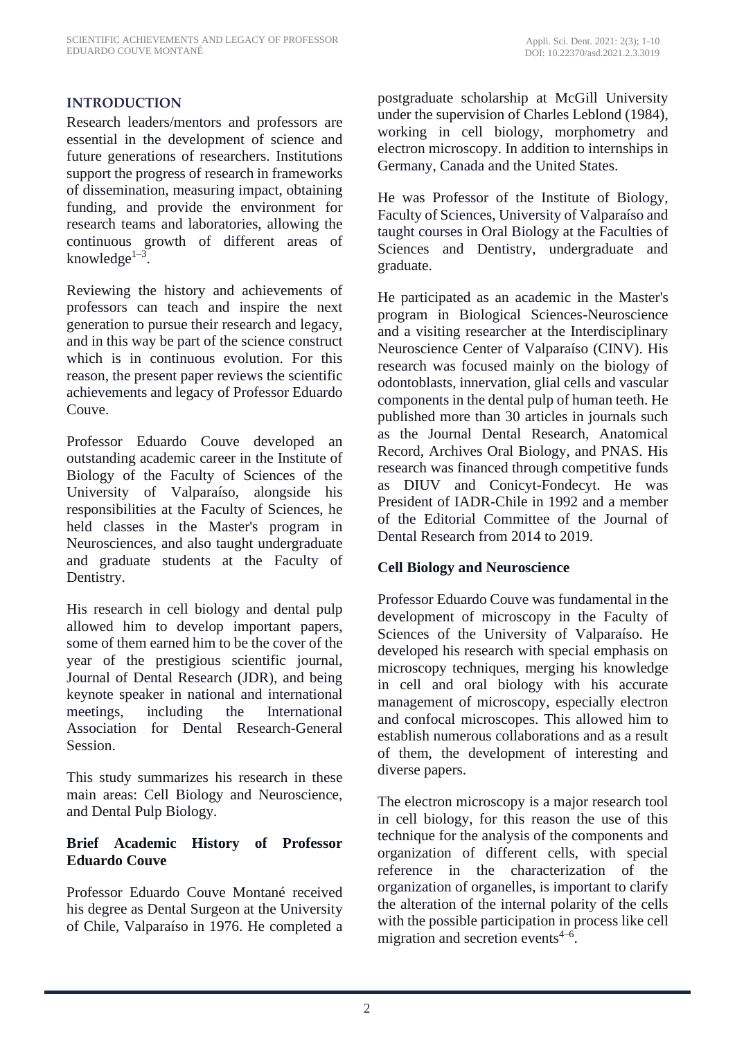## INTRODUCTION

Research leaders/mentors and professors are essential in the development of science and future generations of researchers. Institutions support the progress of research in frameworks of dissemination, measuring impact, obtaining funding, and provide the environment for research teams and laboratories, allowing the continuous growth of different areas of knowledge[1–3].

Reviewing the history and achievements of professors can teach and inspire the next generation to pursue their research and legacy, and in this way be part of the science construct which is in continuous evolution. For this reason, the present paper reviews the scientific achievements and legacy of Professor Eduardo Couve.

Professor Eduardo Couve developed an outstanding academic career in the Institute of Biology of the Faculty of Sciences of the University of Valparaíso, alongside his responsibilities at the Faculty of Sciences, he held classes in the Master's program in Neurosciences, and also taught undergraduate and graduate students at the Faculty of Dentistry.

His research in cell biology and dental pulp allowed him to develop important papers, some of them earned him to be the cover of the year of the prestigious scientific journal, Journal of Dental Research (JDR), and being keynote speaker in national and international meetings, including the International Association for Dental Research-General Session.

This study summarizes his research in these main areas: Cell Biology and Neuroscience, and Dental Pulp Biology.

### Brief Academic History of Professor Eduardo Couve

Professor Eduardo Couve Montané received his degree as Dental Surgeon at the University of Chile, Valparaíso in 1976. He completed a postgraduate scholarship at McGill University under the supervision of Charles Leblond (1984), working in cell biology, morphometry and electron microscopy. In addition to internships in Germany, Canada and the United States.

He was Professor of the Institute of Biology, Faculty of Sciences, University of Valparaíso and taught courses in Oral Biology at the Faculties of Sciences and Dentistry, undergraduate and graduate.

He participated as an academic in the Master's program in Biological Sciences-Neuroscience and a visiting researcher at the Interdisciplinary Neuroscience Center of Valparaíso (CINV). His research was focused mainly on the biology of odontoblasts, innervation, glial cells and vascular components in the dental pulp of human teeth. He published more than 30 articles in journals such as the Journal Dental Research, Anatomical Record, Archives Oral Biology, and PNAS. His research was financed through competitive funds as DIUV and Conicyt-Fondecyt. He was President of IADR-Chile in 1992 and a member of the Editorial Committee of the Journal of Dental Research from 2014 to 2019.

### Cell Biology and Neuroscience

Professor Eduardo Couve was fundamental in the development of microscopy in the Faculty of Sciences of the University of Valparaíso. He developed his research with special emphasis on microscopy techniques, merging his knowledge in cell and oral biology with his accurate management of microscopy, especially electron and confocal microscopes. This allowed him to establish numerous collaborations and as a result of them, the development of interesting and diverse papers.

The electron microscopy is a major research tool in cell biology, for this reason the use of this technique for the analysis of the components and organization of different cells, with special reference in the characterization of the organization of organelles, is important to clarify the alteration of the internal polarity of the cells with the possible participation in process like cell migration and secretion events[4–6].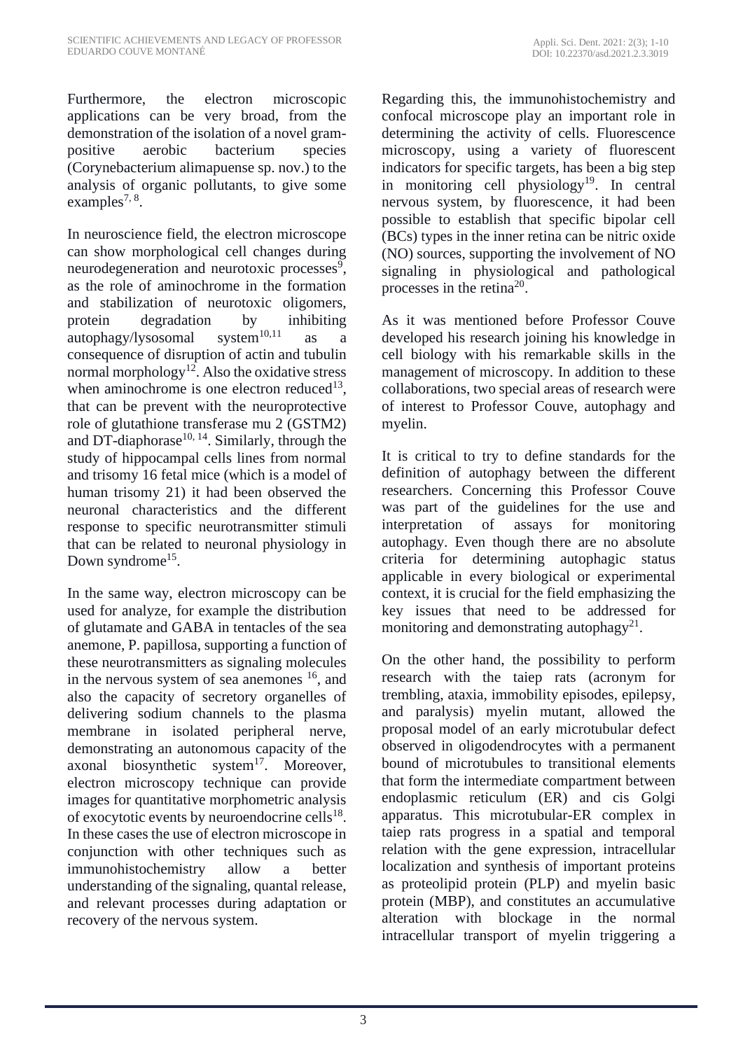Furthermore, the electron microscopic applications can be very broad, from the demonstration of the isolation of a novel gram-positive aerobic bacterium species (Corynebacterium alimapuense sp. nov.) to the analysis of organic pollutants, to give some examples[7, 8].

In neuroscience field, the electron microscope can show morphological cell changes during neurodegeneration and neurotoxic processes[9], as the role of aminochrome in the formation and stabilization of neurotoxic oligomers, protein degradation by inhibiting autophagy/lysosomal system[10,11] as a consequence of disruption of actin and tubulin normal morphology[12]. Also the oxidative stress when aminochrome is one electron reduced[13], that can be prevent with the neuroprotective role of glutathione transferase mu 2 (GSTM2) and DT-diaphorase[10, 14]. Similarly, through the study of hippocampal cells lines from normal and trisomy 16 fetal mice (which is a model of human trisomy 21) it had been observed the neuronal characteristics and the different response to specific neurotransmitter stimuli that can be related to neuronal physiology in Down syndrome[15].

In the same way, electron microscopy can be used for analyze, for example the distribution of glutamate and GABA in tentacles of the sea anemone, P. papillosa, supporting a function of these neurotransmitters as signaling molecules in the nervous system of sea anemones [16], and also the capacity of secretory organelles of delivering sodium channels to the plasma membrane in isolated peripheral nerve, demonstrating an autonomous capacity of the axonal biosynthetic system[17]. Moreover, electron microscopy technique can provide images for quantitative morphometric analysis of exocytotic events by neuroendocrine cells[18]. In these cases the use of electron microscope in conjunction with other techniques such as immunohistochemistry allow a better understanding of the signaling, quantal release, and relevant processes during adaptation or recovery of the nervous system.

Regarding this, the immunohistochemistry and confocal microscope play an important role in determining the activity of cells. Fluorescence microscopy, using a variety of fluorescent indicators for specific targets, has been a big step in monitoring cell physiology[19]. In central nervous system, by fluorescence, it had been possible to establish that specific bipolar cell (BCs) types in the inner retina can be nitric oxide (NO) sources, supporting the involvement of NO signaling in physiological and pathological processes in the retina[20].

As it was mentioned before Professor Couve developed his research joining his knowledge in cell biology with his remarkable skills in the management of microscopy. In addition to these collaborations, two special areas of research were of interest to Professor Couve, autophagy and myelin.

It is critical to try to define standards for the definition of autophagy between the different researchers. Concerning this Professor Couve was part of the guidelines for the use and interpretation of assays for monitoring autophagy. Even though there are no absolute criteria for determining autophagic status applicable in every biological or experimental context, it is crucial for the field emphasizing the key issues that need to be addressed for monitoring and demonstrating autophagy[21].

On the other hand, the possibility to perform research with the taiep rats (acronym for trembling, ataxia, immobility episodes, epilepsy, and paralysis) myelin mutant, allowed the proposal model of an early microtubular defect observed in oligodendrocytes with a permanent bound of microtubules to transitional elements that form the intermediate compartment between endoplasmic reticulum (ER) and cis Golgi apparatus. This microtubular-ER complex in taiep rats progress in a spatial and temporal relation with the gene expression, intracellular localization and synthesis of important proteins as proteolipid protein (PLP) and myelin basic protein (MBP), and constitutes an accumulative alteration with blockage in the normal intracellular transport of myelin triggering a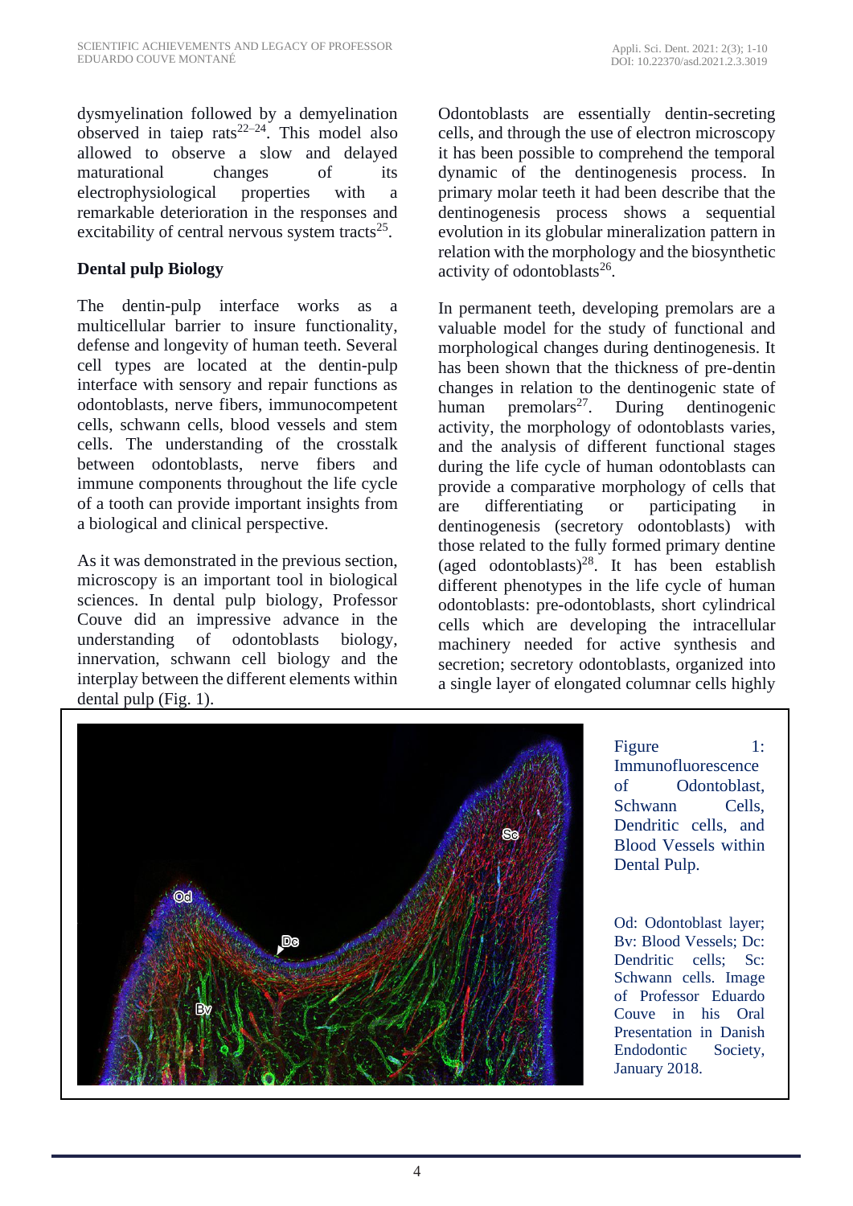dysmyelination followed by a demyelination observed in taiep rats[22–24]. This model also allowed to observe a slow and delayed maturational changes of its electrophysiological properties with a remarkable deterioration in the responses and excitability of central nervous system tracts[25].

## Dental pulp Biology

The dentin-pulp interface works as a multicellular barrier to insure functionality, defense and longevity of human teeth. Several cell types are located at the dentin-pulp interface with sensory and repair functions as odontoblasts, nerve fibers, immunocompetent cells, schwann cells, blood vessels and stem cells. The understanding of the crosstalk between odontoblasts, nerve fibers and immune components throughout the life cycle of a tooth can provide important insights from a biological and clinical perspective.

As it was demonstrated in the previous section, microscopy is an important tool in biological sciences. In dental pulp biology, Professor Couve did an impressive advance in the understanding of odontoblasts biology, innervation, schwann cell biology and the interplay between the different elements within dental pulp (Fig. 1).

Odontoblasts are essentially dentin-secreting cells, and through the use of electron microscopy it has been possible to comprehend the temporal dynamic of the dentinogenesis process. In primary molar teeth it had been describe that the dentinogenesis process shows a sequential evolution in its globular mineralization pattern in relation with the morphology and the biosynthetic activity of odontoblasts[26].

In permanent teeth, developing premolars are a valuable model for the study of functional and morphological changes during dentinogenesis. It has been shown that the thickness of pre-dentin changes in relation to the dentinogenic state of human premolars[27]. During dentinogenic activity, the morphology of odontoblasts varies, and the analysis of different functional stages during the life cycle of human odontoblasts can provide a comparative morphology of cells that are differentiating or participating in dentinogenesis (secretory odontoblasts) with those related to the fully formed primary dentine (aged odontoblasts)[28]. It has been establish different phenotypes in the life cycle of human odontoblasts: pre-odontoblasts, short cylindrical cells which are developing the intracellular machinery needed for active synthesis and secretion; secretory odontoblasts, organized into a single layer of elongated columnar cells highly

Figure 1: Immunofluorescence of Odontoblast, Schwann Cells, Dendritic cells, and Blood Vessels within Dental Pulp.

Od: Odontoblast layer; Bv: Blood Vessels; Dc: Dendritic cells; Sc: Schwann cells. Image of Professor Eduardo Couve in his Oral Presentation in Danish Endodontic Society, January 2018.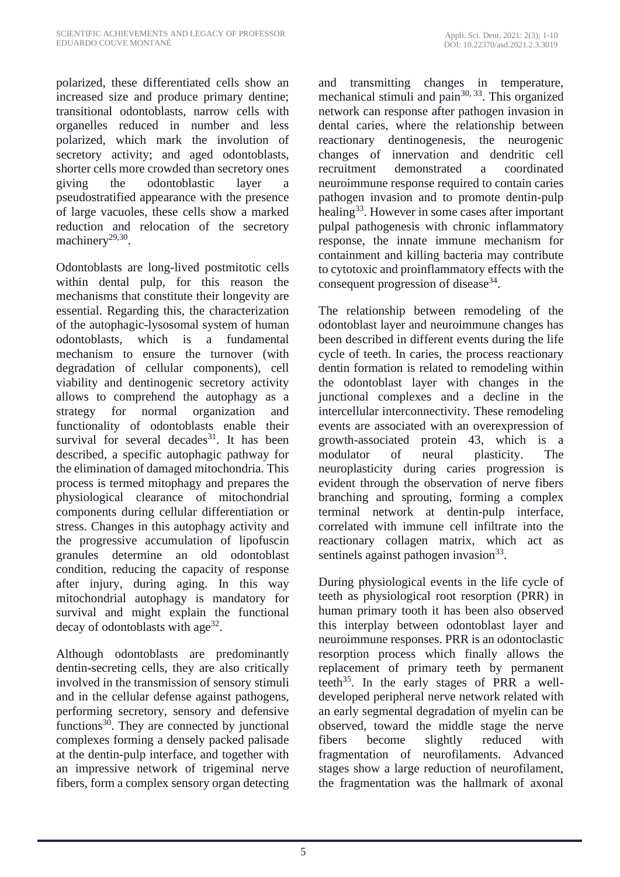polarized, these differentiated cells show an increased size and produce primary dentine; transitional odontoblasts, narrow cells with organelles reduced in number and less polarized, which mark the involution of secretory activity; and aged odontoblasts, shorter cells more crowded than secretory ones giving the odontoblastic layer a pseudostratified appearance with the presence of large vacuoles, these cells show a marked reduction and relocation of the secretory machinery[29,30].

Odontoblasts are long-lived postmitotic cells within dental pulp, for this reason the mechanisms that constitute their longevity are essential. Regarding this, the characterization of the autophagic-lysosomal system of human odontoblasts, which is a fundamental mechanism to ensure the turnover (with degradation of cellular components), cell viability and dentinogenic secretory activity allows to comprehend the autophagy as a strategy for normal organization and functionality of odontoblasts enable their survival for several decades[31]. It has been described, a specific autophagic pathway for the elimination of damaged mitochondria. This process is termed mitophagy and prepares the physiological clearance of mitochondrial components during cellular differentiation or stress. Changes in this autophagy activity and the progressive accumulation of lipofuscin granules determine an old odontoblast condition, reducing the capacity of response after injury, during aging. In this way mitochondrial autophagy is mandatory for survival and might explain the functional decay of odontoblasts with age[32].

Although odontoblasts are predominantly dentin-secreting cells, they are also critically involved in the transmission of sensory stimuli and in the cellular defense against pathogens, performing secretory, sensory and defensive functions[30]. They are connected by junctional complexes forming a densely packed palisade at the dentin-pulp interface, and together with an impressive network of trigeminal nerve fibers, form a complex sensory organ detecting and transmitting changes in temperature, mechanical stimuli and pain[30, 33]. This organized network can response after pathogen invasion in dental caries, where the relationship between reactionary dentinogenesis, the neurogenic changes of innervation and dendritic cell recruitment demonstrated a coordinated neuroimmune response required to contain caries pathogen invasion and to promote dentin-pulp healing[33]. However in some cases after important pulpal pathogenesis with chronic inflammatory response, the innate immune mechanism for containment and killing bacteria may contribute to cytotoxic and proinflammatory effects with the consequent progression of disease[34].

The relationship between remodeling of the odontoblast layer and neuroimmune changes has been described in different events during the life cycle of teeth. In caries, the process reactionary dentin formation is related to remodeling within the odontoblast layer with changes in the junctional complexes and a decline in the intercellular interconnectivity. These remodeling events are associated with an overexpression of growth-associated protein 43, which is a modulator of neural plasticity. The neuroplasticity during caries progression is evident through the observation of nerve fibers branching and sprouting, forming a complex terminal network at dentin-pulp interface, correlated with immune cell infiltrate into the reactionary collagen matrix, which act as sentinels against pathogen invasion[33].

During physiological events in the life cycle of teeth as physiological root resorption (PRR) in human primary tooth it has been also observed this interplay between odontoblast layer and neuroimmune responses. PRR is an odontoclastic resorption process which finally allows the replacement of primary teeth by permanent teeth[35]. In the early stages of PRR a well-developed peripheral nerve network related with an early segmental degradation of myelin can be observed, toward the middle stage the nerve fibers become slightly reduced with fragmentation of neurofilaments. Advanced stages show a large reduction of neurofilament, the fragmentation was the hallmark of axonal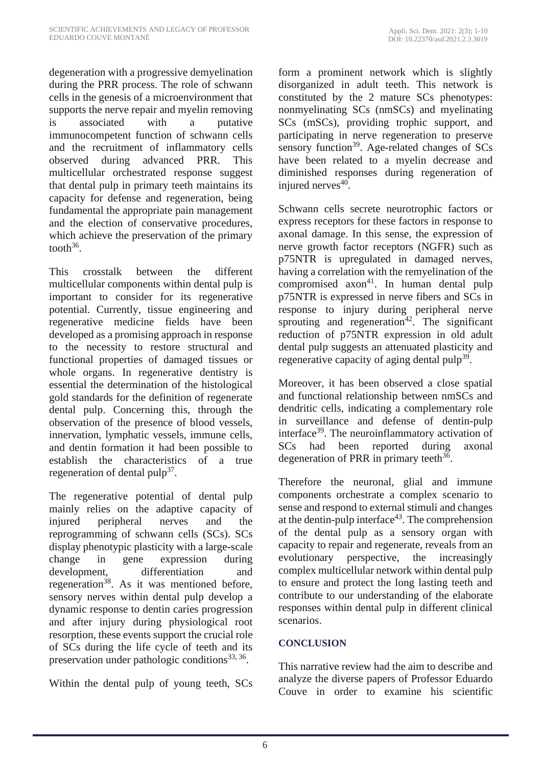degeneration with a progressive demyelination during the PRR process. The role of schwann cells in the genesis of a microenvironment that supports the nerve repair and myelin removing is associated with a putative immunocompetent function of schwann cells and the recruitment of inflammatory cells observed during advanced PRR. This multicellular orchestrated response suggest that dental pulp in primary teeth maintains its capacity for defense and regeneration, being fundamental the appropriate pain management and the election of conservative procedures, which achieve the preservation of the primary tooth[36].

This crosstalk between the different multicellular components within dental pulp is important to consider for its regenerative potential. Currently, tissue engineering and regenerative medicine fields have been developed as a promising approach in response to the necessity to restore structural and functional properties of damaged tissues or whole organs. In regenerative dentistry is essential the determination of the histological gold standards for the definition of regenerate dental pulp. Concerning this, through the observation of the presence of blood vessels, innervation, lymphatic vessels, immune cells, and dentin formation it had been possible to establish the characteristics of a true regeneration of dental pulp[37].

The regenerative potential of dental pulp mainly relies on the adaptive capacity of injured peripheral nerves and the reprogramming of schwann cells (SCs). SCs display phenotypic plasticity with a large-scale change in gene expression during development, differentiation and regeneration[38]. As it was mentioned before, sensory nerves within dental pulp develop a dynamic response to dentin caries progression and after injury during physiological root resorption, these events support the crucial role of SCs during the life cycle of teeth and its preservation under pathologic conditions[33, 36].

Within the dental pulp of young teeth, SCs form a prominent network which is slightly disorganized in adult teeth. This network is constituted by the 2 mature SCs phenotypes: nonmyelinating SCs (nmSCs) and myelinating SCs (mSCs), providing trophic support, and participating in nerve regeneration to preserve sensory function[39]. Age-related changes of SCs have been related to a myelin decrease and diminished responses during regeneration of injured nerves[40].

Schwann cells secrete neurotrophic factors or express receptors for these factors in response to axonal damage. In this sense, the expression of nerve growth factor receptors (NGFR) such as p75NTR is upregulated in damaged nerves, having a correlation with the remyelination of the compromised axon[41]. In human dental pulp p75NTR is expressed in nerve fibers and SCs in response to injury during peripheral nerve sprouting and regeneration[42]. The significant reduction of p75NTR expression in old adult dental pulp suggests an attenuated plasticity and regenerative capacity of aging dental pulp[39].

Moreover, it has been observed a close spatial and functional relationship between nmSCs and dendritic cells, indicating a complementary role in surveillance and defense of dentin-pulp interface[39]. The neuroinflammatory activation of SCs had been reported during axonal degeneration of PRR in primary teeth[36].

Therefore the neuronal, glial and immune components orchestrate a complex scenario to sense and respond to external stimuli and changes at the dentin-pulp interface[43]. The comprehension of the dental pulp as a sensory organ with capacity to repair and regenerate, reveals from an evolutionary perspective, the increasingly complex multicellular network within dental pulp to ensure and protect the long lasting teeth and contribute to our understanding of the elaborate responses within dental pulp in different clinical scenarios.

## CONCLUSION

This narrative review had the aim to describe and analyze the diverse papers of Professor Eduardo Couve in order to examine his scientific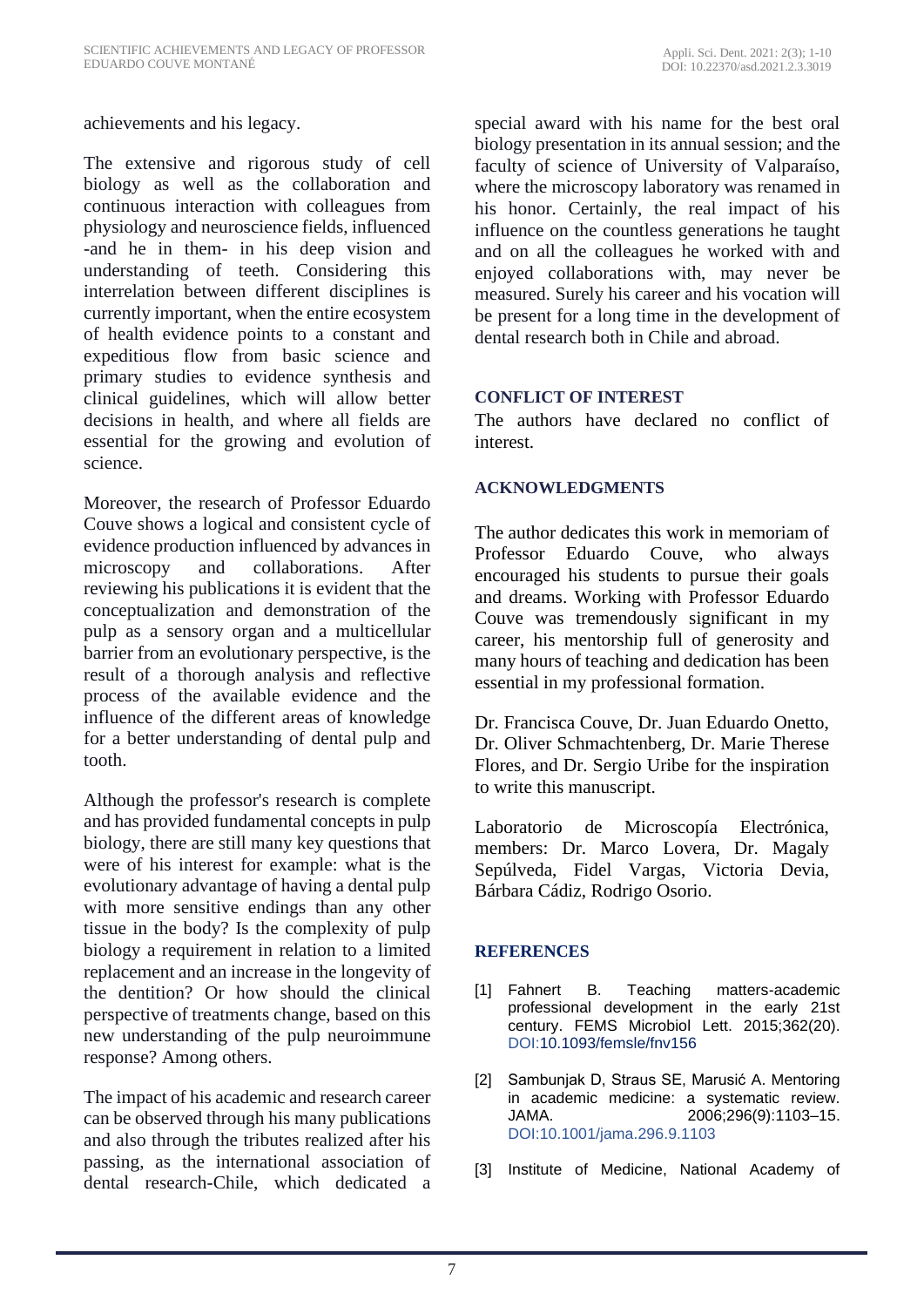achievements and his legacy.

The extensive and rigorous study of cell biology as well as the collaboration and continuous interaction with colleagues from physiology and neuroscience fields, influenced -and he in them- in his deep vision and understanding of teeth. Considering this interrelation between different disciplines is currently important, when the entire ecosystem of health evidence points to a constant and expeditious flow from basic science and primary studies to evidence synthesis and clinical guidelines, which will allow better decisions in health, and where all fields are essential for the growing and evolution of science.

Moreover, the research of Professor Eduardo Couve shows a logical and consistent cycle of evidence production influenced by advances in microscopy and collaborations. After reviewing his publications it is evident that the conceptualization and demonstration of the pulp as a sensory organ and a multicellular barrier from an evolutionary perspective, is the result of a thorough analysis and reflective process of the available evidence and the influence of the different areas of knowledge for a better understanding of dental pulp and tooth.

Although the professor's research is complete and has provided fundamental concepts in pulp biology, there are still many key questions that were of his interest for example: what is the evolutionary advantage of having a dental pulp with more sensitive endings than any other tissue in the body? Is the complexity of pulp biology a requirement in relation to a limited replacement and an increase in the longevity of the dentition? Or how should the clinical perspective of treatments change, based on this new understanding of the pulp neuroimmune response? Among others.

The impact of his academic and research career can be observed through his many publications and also through the tributes realized after his passing, as the international association of dental research-Chile, which dedicated a special award with his name for the best oral biology presentation in its annual session; and the faculty of science of University of Valparaíso, where the microscopy laboratory was renamed in his honor. Certainly, the real impact of his influence on the countless generations he taught and on all the colleagues he worked with and enjoyed collaborations with, may never be measured. Surely his career and his vocation will be present for a long time in the development of dental research both in Chile and abroad.

## CONFLICT OF INTEREST

The authors have declared no conflict of interest.

## ACKNOWLEDGMENTS

The author dedicates this work in memoriam of Professor Eduardo Couve, who always encouraged his students to pursue their goals and dreams. Working with Professor Eduardo Couve was tremendously significant in my career, his mentorship full of generosity and many hours of teaching and dedication has been essential in my professional formation.

Dr. Francisca Couve, Dr. Juan Eduardo Onetto, Dr. Oliver Schmachtenberg, Dr. Marie Therese Flores, and Dr. Sergio Uribe for the inspiration to write this manuscript.

Laboratorio de Microscopía Electrónica, members: Dr. Marco Lovera, Dr. Magaly Sepúlveda, Fidel Vargas, Victoria Devia, Bárbara Cádiz, Rodrigo Osorio.

## REFERENCES

[1] Fahnert B. Teaching matters-academic professional development in the early 21st century. FEMS Microbiol Lett. 2015;362(20). DOI:10.1093/femsle/fnv156

[2] Sambunjak D, Straus SE, Marusić A. Mentoring in academic medicine: a systematic review. JAMA. 2006;296(9):1103–15. DOI:10.1001/jama.296.9.1103

[3] Institute of Medicine, National Academy of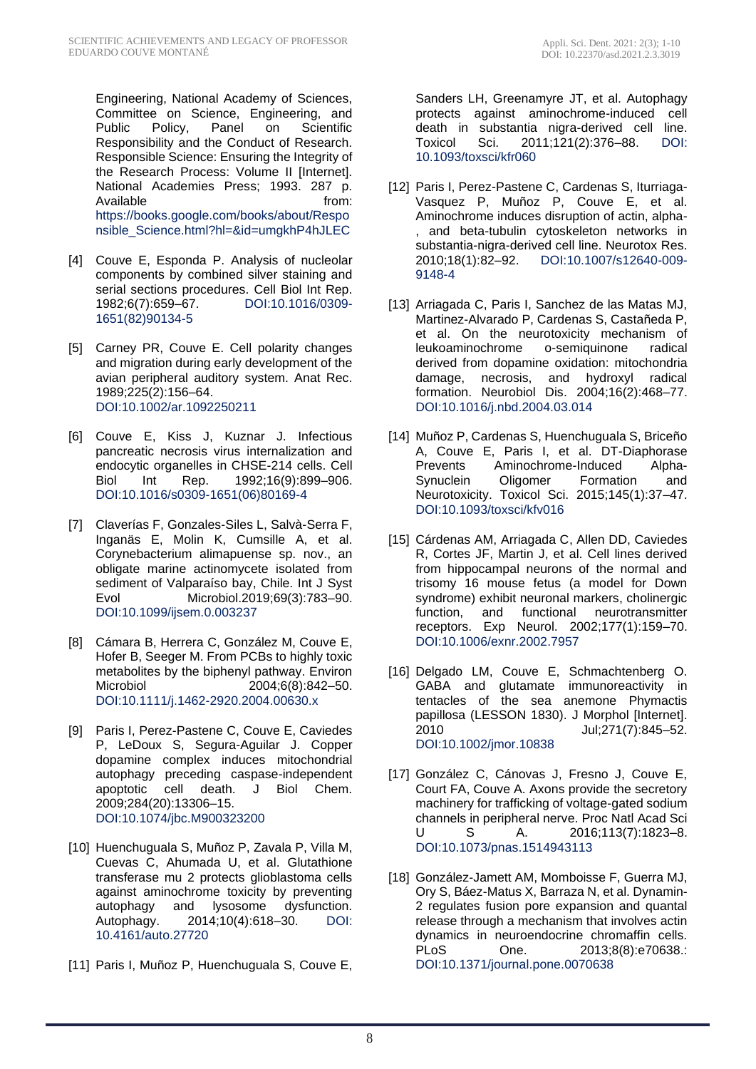Engineering, National Academy of Sciences, Committee on Science, Engineering, and Public Policy, Panel on Scientific Responsibility and the Conduct of Research. Responsible Science: Ensuring the Integrity of the Research Process: Volume II [Internet]. National Academies Press; 1993. 287 p. Available from: https://books.google.com/books/about/Responsible_Science.html?hl=&id=umgkhP4hJLEC

[4] Couve E, Esponda P. Analysis of nucleolar components by combined silver staining and serial sections procedures. Cell Biol Int Rep. 1982;6(7):659–67. DOI:10.1016/0309-1651(82)90134-5

[5] Carney PR, Couve E. Cell polarity changes and migration during early development of the avian peripheral auditory system. Anat Rec. 1989;225(2):156–64. DOI:10.1002/ar.1092250211

[6] Couve E, Kiss J, Kuznar J. Infectious pancreatic necrosis virus internalization and endocytic organelles in CHSE-214 cells. Cell Biol Int Rep. 1992;16(9):899–906. DOI:10.1016/s0309-1651(06)80169-4

[7] Claverías F, Gonzales-Siles L, Salvà-Serra F, Inganäs E, Molin K, Cumsille A, et al. Corynebacterium alimapuense sp. nov., an obligate marine actinomycete isolated from sediment of Valparaíso bay, Chile. Int J Syst Evol Microbiol.2019;69(3):783–90. DOI:10.1099/ijsem.0.003237

[8] Cámara B, Herrera C, González M, Couve E, Hofer B, Seeger M. From PCBs to highly toxic metabolites by the biphenyl pathway. Environ Microbiol 2004;6(8):842–50. DOI:10.1111/j.1462-2920.2004.00630.x

[9] Paris I, Perez-Pastene C, Couve E, Caviedes P, LeDoux S, Segura-Aguilar J. Copper dopamine complex induces mitochondrial autophagy preceding caspase-independent apoptotic cell death. J Biol Chem. 2009;284(20):13306–15. DOI:10.1074/jbc.M900323200

[10] Huenchuguala S, Muñoz P, Zavala P, Villa M, Cuevas C, Ahumada U, et al. Glutathione transferase mu 2 protects glioblastoma cells against aminochrome toxicity by preventing autophagy and lysosome dysfunction. Autophagy. 2014;10(4):618–30. DOI: 10.4161/auto.27720

[11] Paris I, Muñoz P, Huenchuguala S, Couve E, Sanders LH, Greenamyre JT, et al. Autophagy protects against aminochrome-induced cell death in substantia nigra-derived cell line. Toxicol Sci. 2011;121(2):376–88. DOI: 10.1093/toxsci/kfr060

[12] Paris I, Perez-Pastene C, Cardenas S, Iturriaga-Vasquez P, Muñoz P, Couve E, et al. Aminochrome induces disruption of actin, alpha-, and beta-tubulin cytoskeleton networks in substantia-nigra-derived cell line. Neurotox Res. 2010;18(1):82–92. DOI:10.1007/s12640-009-9148-4

[13] Arriagada C, Paris I, Sanchez de las Matas MJ, Martinez-Alvarado P, Cardenas S, Castañeda P, et al. On the neurotoxicity mechanism of leukoaminochrome o-semiquinone radical derived from dopamine oxidation: mitochondria damage, necrosis, and hydroxyl radical formation. Neurobiol Dis. 2004;16(2):468–77. DOI:10.1016/j.nbd.2004.03.014

[14] Muñoz P, Cardenas S, Huenchuguala S, Briceño A, Couve E, Paris I, et al. DT-Diaphorase Prevents Aminochrome-Induced Alpha-Synuclein Oligomer Formation and Neurotoxicity. Toxicol Sci. 2015;145(1):37–47. DOI:10.1093/toxsci/kfv016

[15] Cárdenas AM, Arriagada C, Allen DD, Caviedes R, Cortes JF, Martin J, et al. Cell lines derived from hippocampal neurons of the normal and trisomy 16 mouse fetus (a model for Down syndrome) exhibit neuronal markers, cholinergic function, and functional neurotransmitter receptors. Exp Neurol. 2002;177(1):159–70. DOI:10.1006/exnr.2002.7957

[16] Delgado LM, Couve E, Schmachtenberg O. GABA and glutamate immunoreactivity in tentacles of the sea anemone Phymactis papillosa (LESSON 1830). J Morphol [Internet]. 2010 Jul;271(7):845–52. DOI:10.1002/jmor.10838

[17] González C, Cánovas J, Fresno J, Couve E, Court FA, Couve A. Axons provide the secretory machinery for trafficking of voltage-gated sodium channels in peripheral nerve. Proc Natl Acad Sci U S A. 2016;113(7):1823–8. DOI:10.1073/pnas.1514943113

[18] González-Jamett AM, Momboisse F, Guerra MJ, Ory S, Báez-Matus X, Barraza N, et al. Dynamin-2 regulates fusion pore expansion and quantal release through a mechanism that involves actin dynamics in neuroendocrine chromaffin cells. PLoS One. 2013;8(8):e70638.: DOI:10.1371/journal.pone.0070638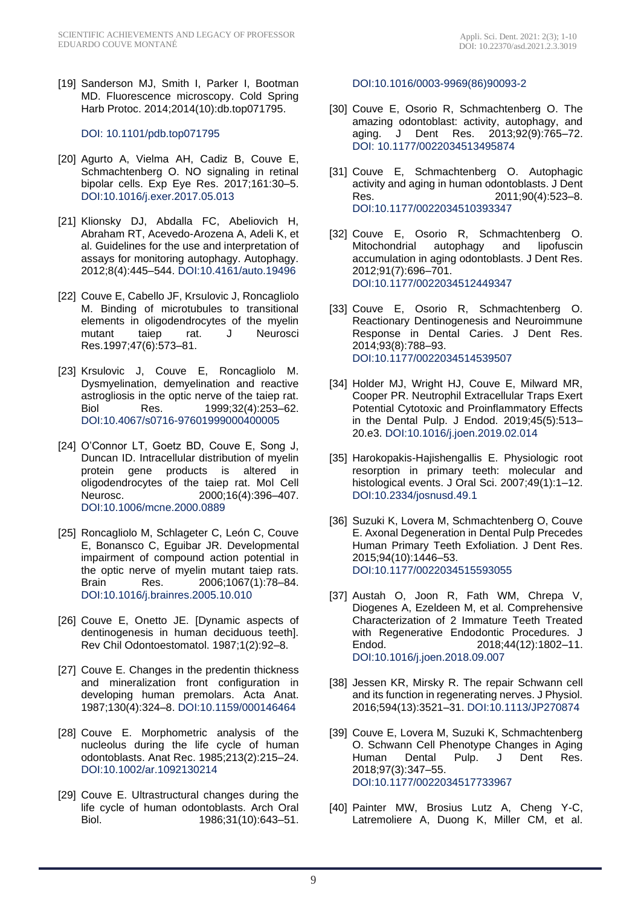[19] Sanderson MJ, Smith I, Parker I, Bootman MD. Fluorescence microscopy. Cold Spring Harb Protoc. 2014;2014(10):db.top071795.

DOI: 10.1101/pdb.top071795

[20] Agurto A, Vielma AH, Cadiz B, Couve E, Schmachtenberg O. NO signaling in retinal bipolar cells. Exp Eye Res. 2017;161:30–5. DOI:10.1016/j.exer.2017.05.013

[21] Klionsky DJ, Abdalla FC, Abeliovich H, Abraham RT, Acevedo-Arozena A, Adeli K, et al. Guidelines for the use and interpretation of assays for monitoring autophagy. Autophagy. 2012;8(4):445–544. DOI:10.4161/auto.19496

[22] Couve E, Cabello JF, Krsulovic J, Roncagliolo M. Binding of microtubules to transitional elements in oligodendrocytes of the myelin mutant taiep rat. J Neurosci Res.1997;47(6):573–81.

[23] Krsulovic J, Couve E, Roncagliolo M. Dysmyelination, demyelination and reactive astrogliosis in the optic nerve of the taiep rat. Biol Res. 1999;32(4):253–62. DOI:10.4067/s0716-97601999000400005

[24] O'Connor LT, Goetz BD, Couve E, Song J, Duncan ID. Intracellular distribution of myelin protein gene products is altered in oligodendrocytes of the taiep rat. Mol Cell Neurosc. 2000;16(4):396–407. DOI:10.1006/mcne.2000.0889

[25] Roncagliolo M, Schlageter C, León C, Couve E, Bonansco C, Eguibar JR. Developmental impairment of compound action potential in the optic nerve of myelin mutant taiep rats. Brain Res. 2006;1067(1):78–84. DOI:10.1016/j.brainres.2005.10.010

[26] Couve E, Onetto JE. [Dynamic aspects of dentinogenesis in human deciduous teeth]. Rev Chil Odontoestomatol. 1987;1(2):92–8.

[27] Couve E. Changes in the predentin thickness and mineralization front configuration in developing human premolars. Acta Anat. 1987;130(4):324–8. DOI:10.1159/000146464

[28] Couve E. Morphometric analysis of the nucleolus during the life cycle of human odontoblasts. Anat Rec. 1985;213(2):215–24. DOI:10.1002/ar.1092130214

[29] Couve E. Ultrastructural changes during the life cycle of human odontoblasts. Arch Oral Biol. 1986;31(10):643–51. DOI:10.1016/0003-9969(86)90093-2

[30] Couve E, Osorio R, Schmachtenberg O. The amazing odontoblast: activity, autophagy, and aging. J Dent Res. 2013;92(9):765–72. DOI: 10.1177/0022034513495874

[31] Couve E, Schmachtenberg O. Autophagic activity and aging in human odontoblasts. J Dent Res. 2011;90(4):523–8. DOI:10.1177/0022034510393347

[32] Couve E, Osorio R, Schmachtenberg O. Mitochondrial autophagy and lipofuscin accumulation in aging odontoblasts. J Dent Res. 2012;91(7):696–701. DOI:10.1177/0022034512449347

[33] Couve E, Osorio R, Schmachtenberg O. Reactionary Dentinogenesis and Neuroimmune Response in Dental Caries. J Dent Res. 2014;93(8):788–93. DOI:10.1177/0022034514539507

[34] Holder MJ, Wright HJ, Couve E, Milward MR, Cooper PR. Neutrophil Extracellular Traps Exert Potential Cytotoxic and Proinflammatory Effects in the Dental Pulp. J Endod. 2019;45(5):513–20.e3. DOI:10.1016/j.joen.2019.02.014

[35] Harokopakis-Hajishengallis E. Physiologic root resorption in primary teeth: molecular and histological events. J Oral Sci. 2007;49(1):1–12. DOI:10.2334/josnusd.49.1

[36] Suzuki K, Lovera M, Schmachtenberg O, Couve E. Axonal Degeneration in Dental Pulp Precedes Human Primary Teeth Exfoliation. J Dent Res. 2015;94(10):1446–53. DOI:10.1177/0022034515593055

[37] Austah O, Joon R, Fath WM, Chrepa V, Diogenes A, Ezeldeen M, et al. Comprehensive Characterization of 2 Immature Teeth Treated with Regenerative Endodontic Procedures. J Endod. 2018;44(12):1802–11. DOI:10.1016/j.joen.2018.09.007

[38] Jessen KR, Mirsky R. The repair Schwann cell and its function in regenerating nerves. J Physiol. 2016;594(13):3521–31. DOI:10.1113/JP270874

[39] Couve E, Lovera M, Suzuki K, Schmachtenberg O. Schwann Cell Phenotype Changes in Aging Human Dental Pulp. J Dent Res. 2018;97(3):347–55. DOI:10.1177/0022034517733967

[40] Painter MW, Brosius Lutz A, Cheng Y-C, Latremoliere A, Duong K, Miller CM, et al.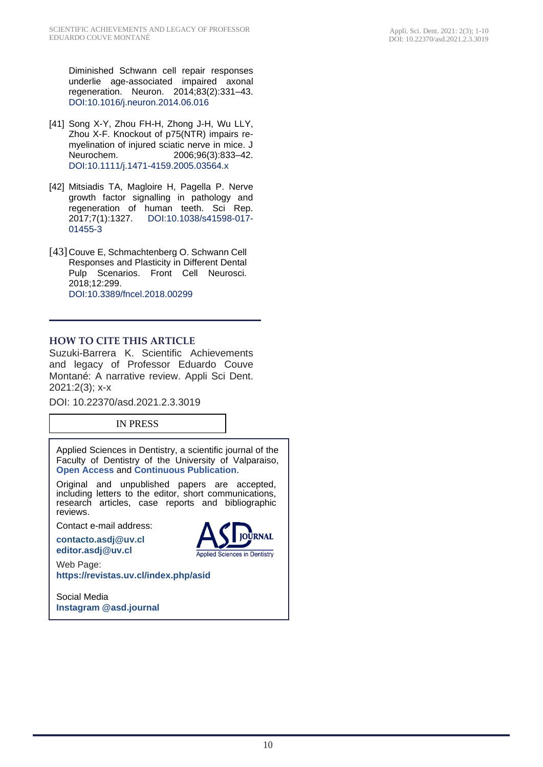Diminished Schwann cell repair responses underlie age-associated impaired axonal regeneration. Neuron. 2014;83(2):331–43. DOI:10.1016/j.neuron.2014.06.016

[41] Song X-Y, Zhou FH-H, Zhong J-H, Wu LLY, Zhou X-F. Knockout of p75(NTR) impairs re-myelination of injured sciatic nerve in mice. J Neurochem. 2006;96(3):833–42. DOI:10.1111/j.1471-4159.2005.03564.x

[42] Mitsiadis TA, Magloire H, Pagella P. Nerve growth factor signalling in pathology and regeneration of human teeth. Sci Rep. 2017;7(1):1327. DOI:10.1038/s41598-017-01455-3

[43] Couve E, Schmachtenberg O. Schwann Cell Responses and Plasticity in Different Dental Pulp Scenarios. Front Cell Neurosci. 2018;12:299. DOI:10.3389/fncel.2018.00299

## HOW TO CITE THIS ARTICLE

Suzuki-Barrera K. Scientific Achievements and legacy of Professor Eduardo Couve Montané: A narrative review. Appli Sci Dent. 2021:2(3); x-x

DOI: 10.22370/asd.2021.2.3.3019

IN PRESS

Applied Sciences in Dentistry, a scientific journal of the Faculty of Dentistry of the University of Valparaiso, **Open Access** and **Continuous Publication**.

Original and unpublished papers are accepted, including letters to the editor, short communications, research articles, case reports and bibliographic reviews.

Contact e-mail address:

**contacto.asdj@uv.cl**
**editor.asdj@uv.cl**

ASD JOURNAL
Applied Sciences in Dentistry

Web Page:
**https://revistas.uv.cl/index.php/asid**

Social Media
**Instagram @asd.journal**